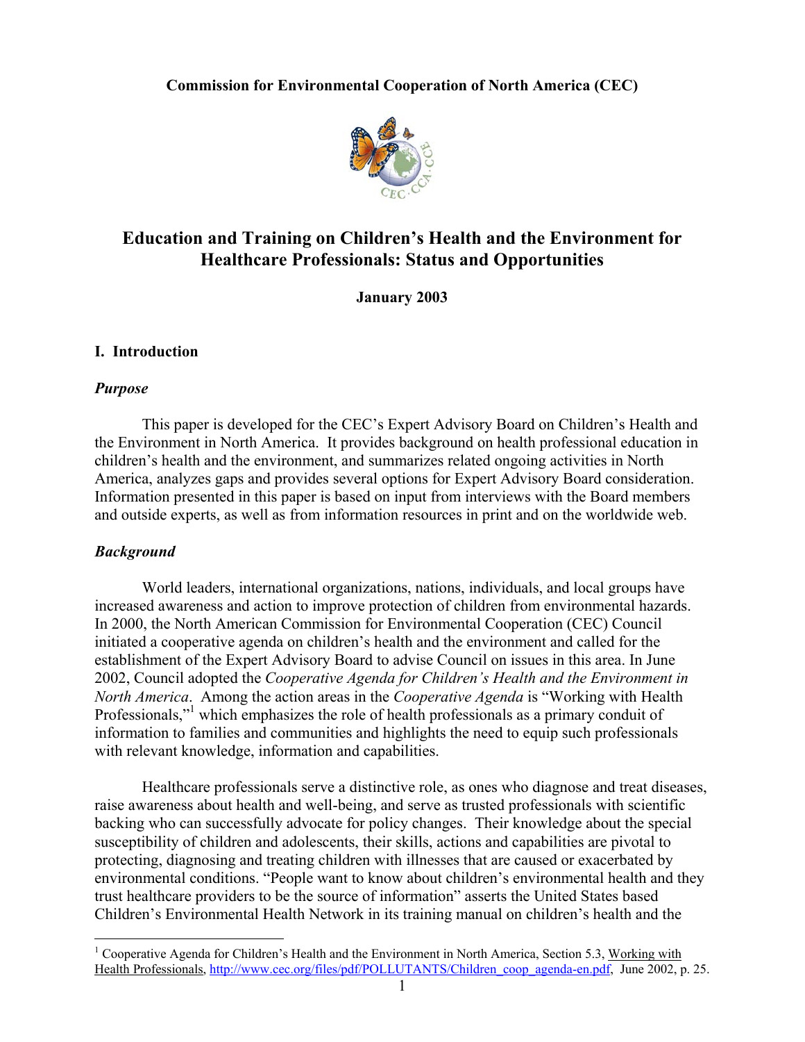**Commission for Environmental Cooperation of North America (CEC)**

# Education and Training on Children's Health and the Environment for Healthcare Professionals: Status and Opportunities

**January 2003**

## I. Introduction

### *Purpose*

This paper is developed for the CEC's Expert Advisory Board on Children's Health and the Environment in North America. It provides background on health professional education in children's health and the environment, and summarizes related ongoing activities in North America, analyzes gaps and provides several options for Expert Advisory Board consideration. Information presented in this paper is based on input from interviews with the Board members and outside experts, as well as from information resources in print and on the worldwide web.

### *Background*

World leaders, international organizations, nations, individuals, and local groups have increased awareness and action to improve protection of children from environmental hazards. In 2000, the North American Commission for Environmental Cooperation (CEC) Council initiated a cooperative agenda on children's health and the environment and called for the establishment of the Expert Advisory Board to advise Council on issues in this area. In June 2002, Council adopted the *Cooperative Agenda for Children's Health and the Environment in North America*. Among the action areas in the *Cooperative Agenda* is "Working with Health Professionals,"[1] which emphasizes the role of health professionals as a primary conduit of information to families and communities and highlights the need to equip such professionals with relevant knowledge, information and capabilities.

Healthcare professionals serve a distinctive role, as ones who diagnose and treat diseases, raise awareness about health and well-being, and serve as trusted professionals with scientific backing who can successfully advocate for policy changes. Their knowledge about the special susceptibility of children and adolescents, their skills, actions and capabilities are pivotal to protecting, diagnosing and treating children with illnesses that are caused or exacerbated by environmental conditions. "People want to know about children's environmental health and they trust healthcare providers to be the source of information" asserts the United States based Children's Environmental Health Network in its training manual on children's health and the

---

[1] Cooperative Agenda for Children's Health and the Environment in North America, Section 5.3, Working with Health Professionals, http://www.cec.org/files/pdf/POLLUTANTS/Children_coop_agenda-en.pdf, June 2002, p. 25.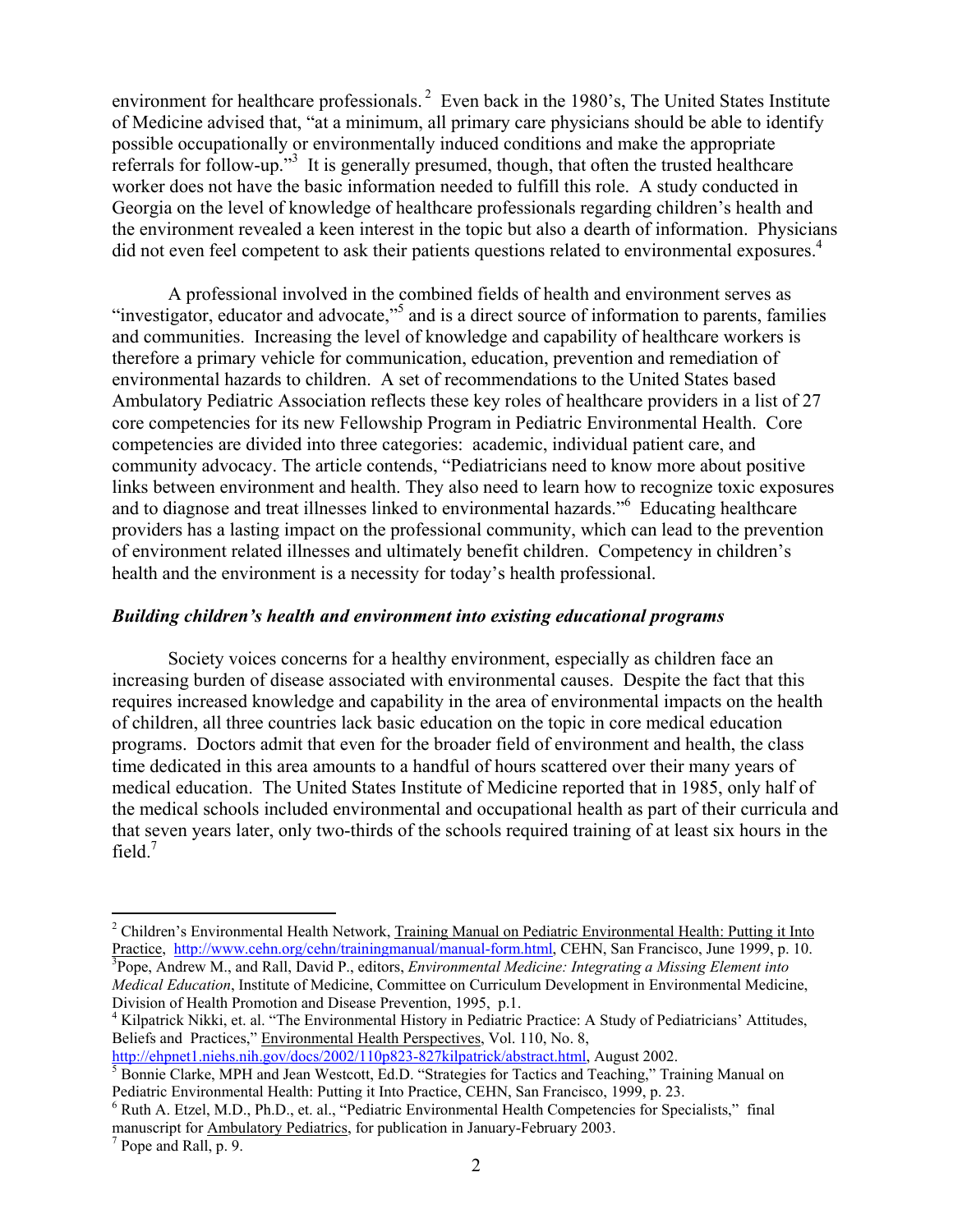environment for healthcare professionals.[2] Even back in the 1980's, The United States Institute of Medicine advised that, "at a minimum, all primary care physicians should be able to identify possible occupationally or environmentally induced conditions and make the appropriate referrals for follow-up."[3] It is generally presumed, though, that often the trusted healthcare worker does not have the basic information needed to fulfill this role. A study conducted in Georgia on the level of knowledge of healthcare professionals regarding children's health and the environment revealed a keen interest in the topic but also a dearth of information. Physicians did not even feel competent to ask their patients questions related to environmental exposures.[4]

A professional involved in the combined fields of health and environment serves as "investigator, educator and advocate,"[5] and is a direct source of information to parents, families and communities. Increasing the level of knowledge and capability of healthcare workers is therefore a primary vehicle for communication, education, prevention and remediation of environmental hazards to children. A set of recommendations to the United States based Ambulatory Pediatric Association reflects these key roles of healthcare providers in a list of 27 core competencies for its new Fellowship Program in Pediatric Environmental Health. Core competencies are divided into three categories: academic, individual patient care, and community advocacy. The article contends, "Pediatricians need to know more about positive links between environment and health. They also need to learn how to recognize toxic exposures and to diagnose and treat illnesses linked to environmental hazards."[6] Educating healthcare providers has a lasting impact on the professional community, which can lead to the prevention of environment related illnesses and ultimately benefit children. Competency in children's health and the environment is a necessity for today's health professional.

### *Building children's health and environment into existing educational programs*

Society voices concerns for a healthy environment, especially as children face an increasing burden of disease associated with environmental causes. Despite the fact that this requires increased knowledge and capability in the area of environmental impacts on the health of children, all three countries lack basic education on the topic in core medical education programs. Doctors admit that even for the broader field of environment and health, the class time dedicated in this area amounts to a handful of hours scattered over their many years of medical education. The United States Institute of Medicine reported that in 1985, only half of the medical schools included environmental and occupational health as part of their curricula and that seven years later, only two-thirds of the schools required training of at least six hours in the field.[7]

---

[2] Children's Environmental Health Network, Training Manual on Pediatric Environmental Health: Putting it Into Practice, http://www.cehn.org/cehn/trainingmanual/manual-form.html, CEHN, San Francisco, June 1999, p. 10.

[3] Pope, Andrew M., and Rall, David P., editors, *Environmental Medicine: Integrating a Missing Element into Medical Education*, Institute of Medicine, Committee on Curriculum Development in Environmental Medicine, Division of Health Promotion and Disease Prevention, 1995, p.1.

[4] Kilpatrick Nikki, et. al. "The Environmental History in Pediatric Practice: A Study of Pediatricians' Attitudes, Beliefs and Practices," Environmental Health Perspectives, Vol. 110, No. 8, http://ehpnet1.niehs.nih.gov/docs/2002/110p823-827kilpatrick/abstract.html, August 2002.

[5] Bonnie Clarke, MPH and Jean Westcott, Ed.D. "Strategies for Tactics and Teaching," Training Manual on Pediatric Environmental Health: Putting it Into Practice, CEHN, San Francisco, 1999, p. 23.

[6] Ruth A. Etzel, M.D., Ph.D., et. al., "Pediatric Environmental Health Competencies for Specialists," final manuscript for Ambulatory Pediatrics, for publication in January-February 2003.

[7] Pope and Rall, p. 9.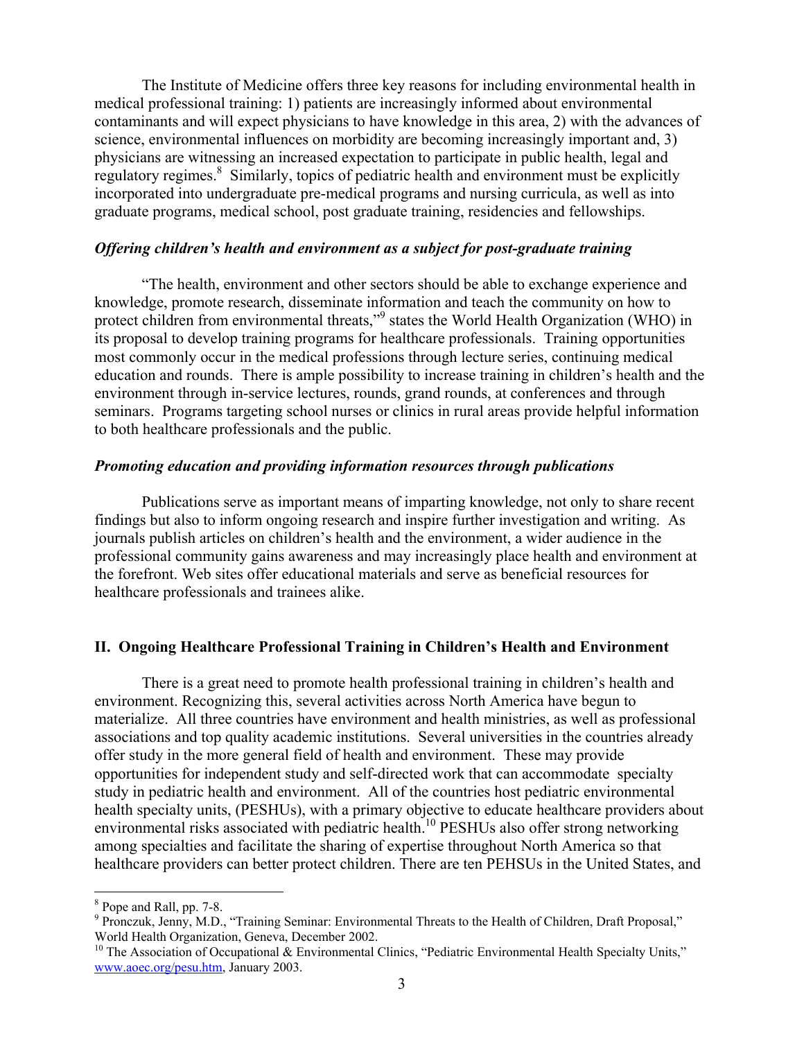The Institute of Medicine offers three key reasons for including environmental health in medical professional training: 1) patients are increasingly informed about environmental contaminants and will expect physicians to have knowledge in this area, 2) with the advances of science, environmental influences on morbidity are becoming increasingly important and, 3) physicians are witnessing an increased expectation to participate in public health, legal and regulatory regimes.[8] Similarly, topics of pediatric health and environment must be explicitly incorporated into undergraduate pre-medical programs and nursing curricula, as well as into graduate programs, medical school, post graduate training, residencies and fellowships.

### *Offering children's health and environment as a subject for post-graduate training*

"The health, environment and other sectors should be able to exchange experience and knowledge, promote research, disseminate information and teach the community on how to protect children from environmental threats,"[9] states the World Health Organization (WHO) in its proposal to develop training programs for healthcare professionals. Training opportunities most commonly occur in the medical professions through lecture series, continuing medical education and rounds. There is ample possibility to increase training in children's health and the environment through in-service lectures, rounds, grand rounds, at conferences and through seminars. Programs targeting school nurses or clinics in rural areas provide helpful information to both healthcare professionals and the public.

### *Promoting education and providing information resources through publications*

Publications serve as important means of imparting knowledge, not only to share recent findings but also to inform ongoing research and inspire further investigation and writing. As journals publish articles on children's health and the environment, a wider audience in the professional community gains awareness and may increasingly place health and environment at the forefront. Web sites offer educational materials and serve as beneficial resources for healthcare professionals and trainees alike.

## II. Ongoing Healthcare Professional Training in Children's Health and Environment

There is a great need to promote health professional training in children's health and environment. Recognizing this, several activities across North America have begun to materialize. All three countries have environment and health ministries, as well as professional associations and top quality academic institutions. Several universities in the countries already offer study in the more general field of health and environment. These may provide opportunities for independent study and self-directed work that can accommodate specialty study in pediatric health and environment. All of the countries host pediatric environmental health specialty units, (PESHUs), with a primary objective to educate healthcare providers about environmental risks associated with pediatric health.[10] PESHUs also offer strong networking among specialties and facilitate the sharing of expertise throughout North America so that healthcare providers can better protect children. There are ten PEHSUs in the United States, and

---

[8] Pope and Rall, pp. 7-8.

[9] Pronczuk, Jenny, M.D., "Training Seminar: Environmental Threats to the Health of Children, Draft Proposal," World Health Organization, Geneva, December 2002.

[10] The Association of Occupational & Environmental Clinics, "Pediatric Environmental Health Specialty Units," www.aoec.org/pesu.htm, January 2003.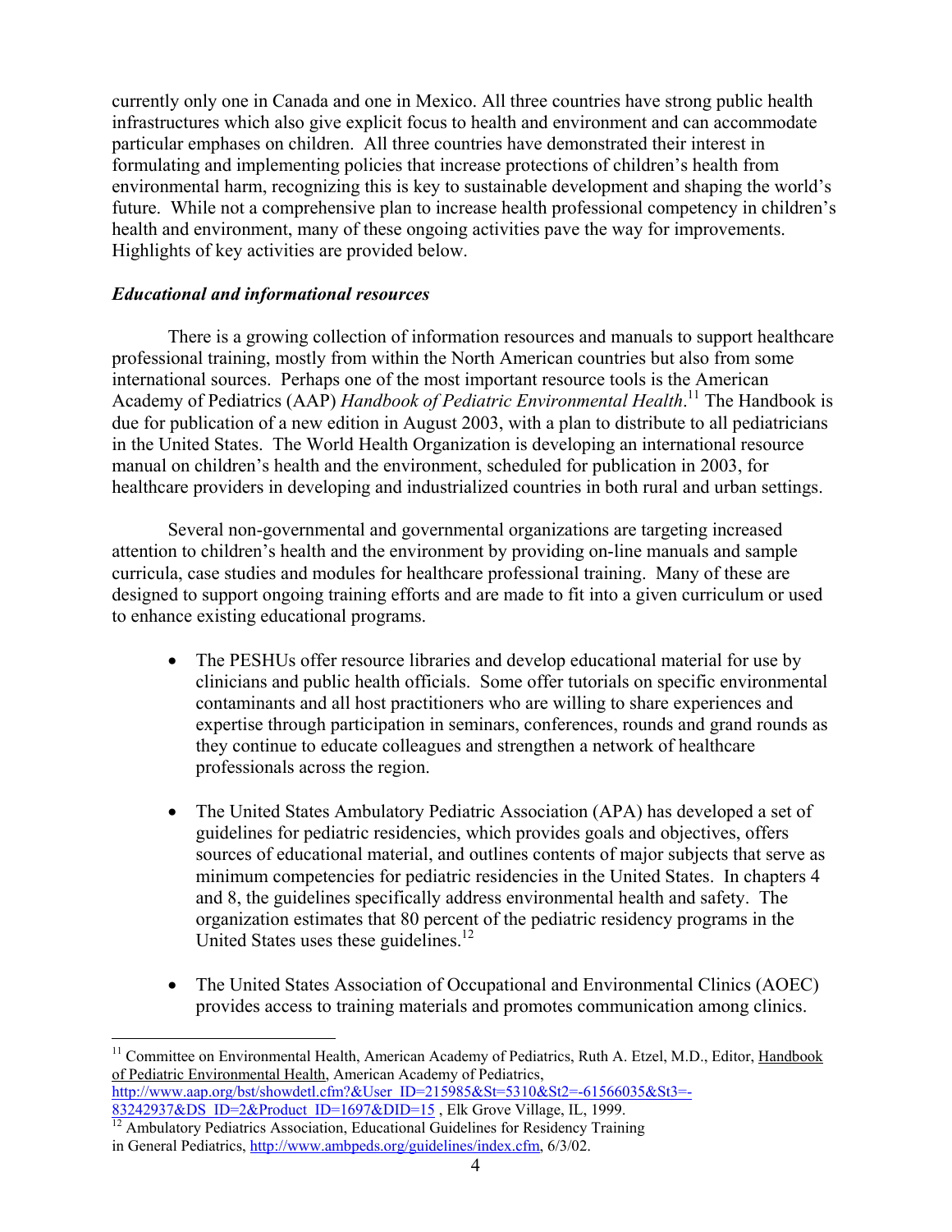currently only one in Canada and one in Mexico. All three countries have strong public health infrastructures which also give explicit focus to health and environment and can accommodate particular emphases on children. All three countries have demonstrated their interest in formulating and implementing policies that increase protections of children's health from environmental harm, recognizing this is key to sustainable development and shaping the world's future. While not a comprehensive plan to increase health professional competency in children's health and environment, many of these ongoing activities pave the way for improvements. Highlights of key activities are provided below.

### *Educational and informational resources*

There is a growing collection of information resources and manuals to support healthcare professional training, mostly from within the North American countries but also from some international sources. Perhaps one of the most important resource tools is the American Academy of Pediatrics (AAP) *Handbook of Pediatric Environmental Health*.[11] The Handbook is due for publication of a new edition in August 2003, with a plan to distribute to all pediatricians in the United States. The World Health Organization is developing an international resource manual on children's health and the environment, scheduled for publication in 2003, for healthcare providers in developing and industrialized countries in both rural and urban settings.

Several non-governmental and governmental organizations are targeting increased attention to children's health and the environment by providing on-line manuals and sample curricula, case studies and modules for healthcare professional training. Many of these are designed to support ongoing training efforts and are made to fit into a given curriculum or used to enhance existing educational programs.

- The PESHUs offer resource libraries and develop educational material for use by clinicians and public health officials. Some offer tutorials on specific environmental contaminants and all host practitioners who are willing to share experiences and expertise through participation in seminars, conferences, rounds and grand rounds as they continue to educate colleagues and strengthen a network of healthcare professionals across the region.

- The United States Ambulatory Pediatric Association (APA) has developed a set of guidelines for pediatric residencies, which provides goals and objectives, offers sources of educational material, and outlines contents of major subjects that serve as minimum competencies for pediatric residencies in the United States. In chapters 4 and 8, the guidelines specifically address environmental health and safety. The organization estimates that 80 percent of the pediatric residency programs in the United States uses these guidelines.[12]

- The United States Association of Occupational and Environmental Clinics (AOEC) provides access to training materials and promotes communication among clinics.

---

[11] Committee on Environmental Health, American Academy of Pediatrics, Ruth A. Etzel, M.D., Editor, Handbook of Pediatric Environmental Health, American Academy of Pediatrics, http://www.aap.org/bst/showdetl.cfm?&User_ID=215985&St=5310&St2=-61566035&St3=-83242937&DS_ID=2&Product_ID=1697&DID=15 , Elk Grove Village, IL, 1999.

[12] Ambulatory Pediatrics Association, Educational Guidelines for Residency Training in General Pediatrics, http://www.ambpeds.org/guidelines/index.cfm, 6/3/02.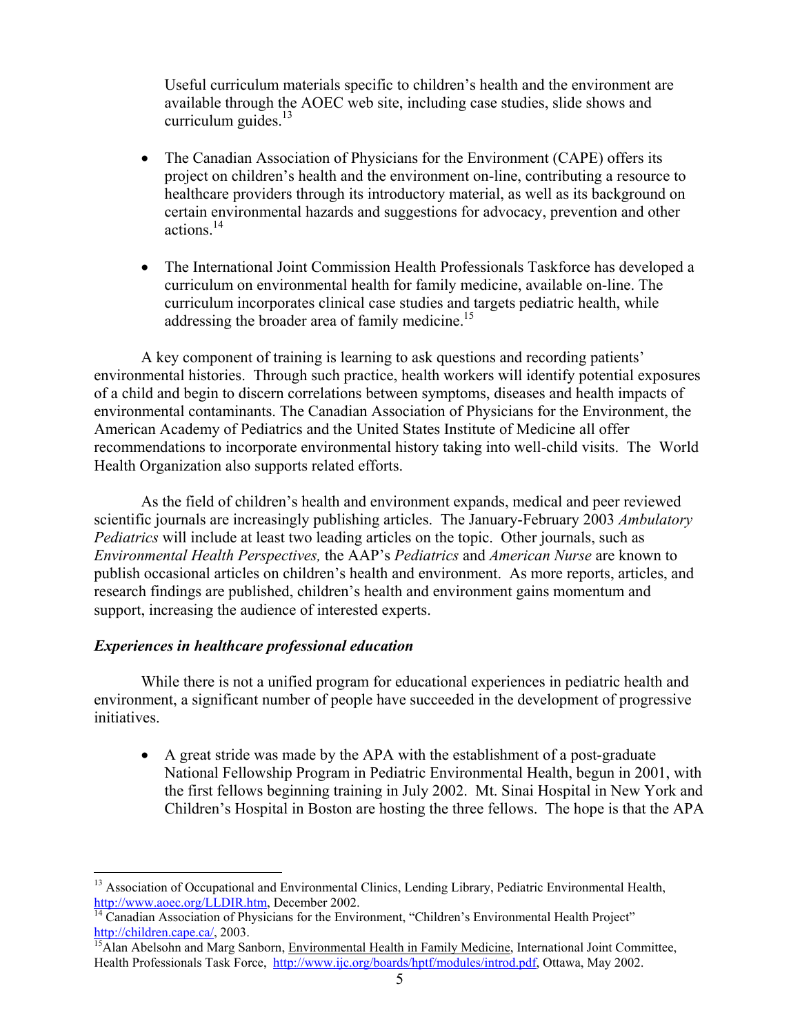Useful curriculum materials specific to children's health and the environment are available through the AOEC web site, including case studies, slide shows and curriculum guides.[13]

- The Canadian Association of Physicians for the Environment (CAPE) offers its project on children's health and the environment on-line, contributing a resource to healthcare providers through its introductory material, as well as its background on certain environmental hazards and suggestions for advocacy, prevention and other actions.[14]

- The International Joint Commission Health Professionals Taskforce has developed a curriculum on environmental health for family medicine, available on-line. The curriculum incorporates clinical case studies and targets pediatric health, while addressing the broader area of family medicine.[15]

A key component of training is learning to ask questions and recording patients' environmental histories. Through such practice, health workers will identify potential exposures of a child and begin to discern correlations between symptoms, diseases and health impacts of environmental contaminants. The Canadian Association of Physicians for the Environment, the American Academy of Pediatrics and the United States Institute of Medicine all offer recommendations to incorporate environmental history taking into well-child visits. The World Health Organization also supports related efforts.

As the field of children's health and environment expands, medical and peer reviewed scientific journals are increasingly publishing articles. The January-February 2003 *Ambulatory Pediatrics* will include at least two leading articles on the topic. Other journals, such as *Environmental Health Perspectives,* the AAP's *Pediatrics* and *American Nurse* are known to publish occasional articles on children's health and environment. As more reports, articles, and research findings are published, children's health and environment gains momentum and support, increasing the audience of interested experts.

### *Experiences in healthcare professional education*

While there is not a unified program for educational experiences in pediatric health and environment, a significant number of people have succeeded in the development of progressive initiatives.

- A great stride was made by the APA with the establishment of a post-graduate National Fellowship Program in Pediatric Environmental Health, begun in 2001, with the first fellows beginning training in July 2002. Mt. Sinai Hospital in New York and Children's Hospital in Boston are hosting the three fellows. The hope is that the APA

---

[13] Association of Occupational and Environmental Clinics, Lending Library, Pediatric Environmental Health, http://www.aoec.org/LLDIR.htm, December 2002.

[14] Canadian Association of Physicians for the Environment, "Children's Environmental Health Project" http://children.cape.ca/, 2003.

[15] Alan Abelsohn and Marg Sanborn, Environmental Health in Family Medicine, International Joint Committee, Health Professionals Task Force, http://www.ijc.org/boards/hptf/modules/introd.pdf, Ottawa, May 2002.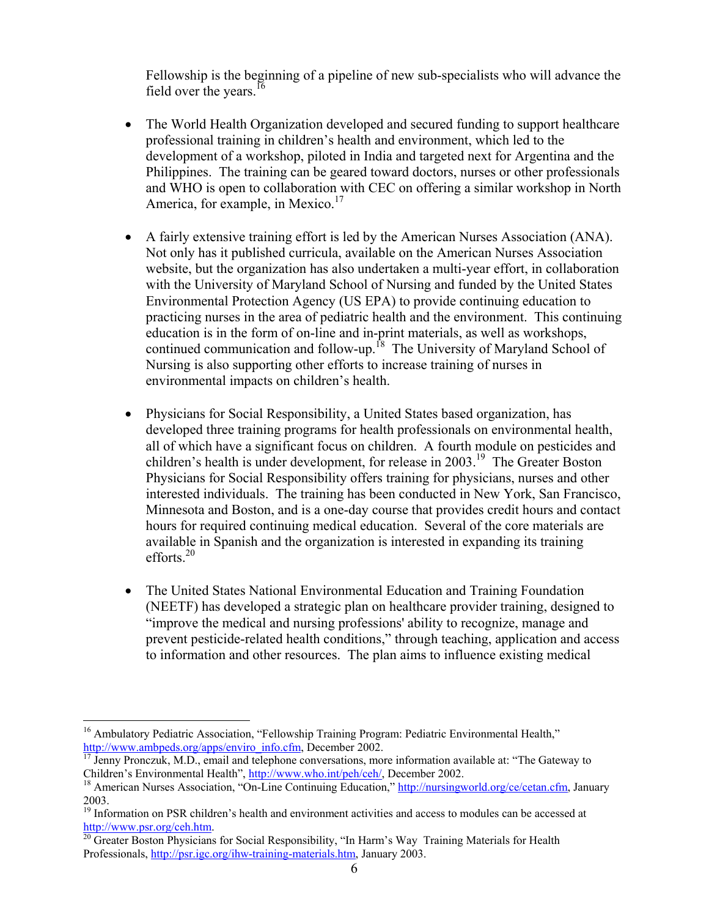Fellowship is the beginning of a pipeline of new sub-specialists who will advance the field over the years.[16]

- The World Health Organization developed and secured funding to support healthcare professional training in children's health and environment, which led to the development of a workshop, piloted in India and targeted next for Argentina and the Philippines. The training can be geared toward doctors, nurses or other professionals and WHO is open to collaboration with CEC on offering a similar workshop in North America, for example, in Mexico.[17]

- A fairly extensive training effort is led by the American Nurses Association (ANA). Not only has it published curricula, available on the American Nurses Association website, but the organization has also undertaken a multi-year effort, in collaboration with the University of Maryland School of Nursing and funded by the United States Environmental Protection Agency (US EPA) to provide continuing education to practicing nurses in the area of pediatric health and the environment. This continuing education is in the form of on-line and in-print materials, as well as workshops, continued communication and follow-up.[18] The University of Maryland School of Nursing is also supporting other efforts to increase training of nurses in environmental impacts on children's health.

- Physicians for Social Responsibility, a United States based organization, has developed three training programs for health professionals on environmental health, all of which have a significant focus on children. A fourth module on pesticides and children's health is under development, for release in 2003.[19] The Greater Boston Physicians for Social Responsibility offers training for physicians, nurses and other interested individuals. The training has been conducted in New York, San Francisco, Minnesota and Boston, and is a one-day course that provides credit hours and contact hours for required continuing medical education. Several of the core materials are available in Spanish and the organization is interested in expanding its training efforts.[20]

- The United States National Environmental Education and Training Foundation (NEETF) has developed a strategic plan on healthcare provider training, designed to "improve the medical and nursing professions' ability to recognize, manage and prevent pesticide-related health conditions," through teaching, application and access to information and other resources. The plan aims to influence existing medical

---

[16] Ambulatory Pediatric Association, "Fellowship Training Program: Pediatric Environmental Health," http://www.ambpeds.org/apps/enviro_info.cfm, December 2002.

[17] Jenny Pronczuk, M.D., email and telephone conversations, more information available at: "The Gateway to Children's Environmental Health", http://www.who.int/peh/ceh/, December 2002.

[18] American Nurses Association, "On-Line Continuing Education," http://nursingworld.org/ce/cetan.cfm, January 2003.

[19] Information on PSR children's health and environment activities and access to modules can be accessed at http://www.psr.org/ceh.htm.

[20] Greater Boston Physicians for Social Responsibility, "In Harm's Way Training Materials for Health Professionals, http://psr.igc.org/ihw-training-materials.htm, January 2003.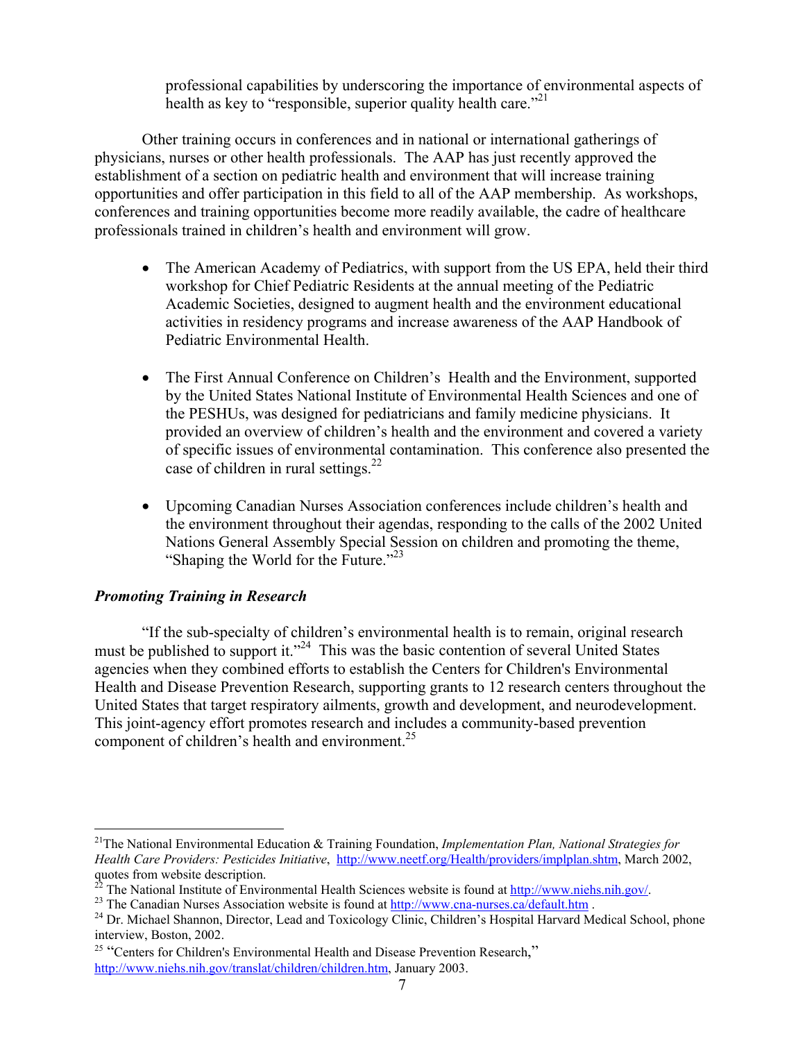professional capabilities by underscoring the importance of environmental aspects of health as key to "responsible, superior quality health care."[21]

Other training occurs in conferences and in national or international gatherings of physicians, nurses or other health professionals. The AAP has just recently approved the establishment of a section on pediatric health and environment that will increase training opportunities and offer participation in this field to all of the AAP membership. As workshops, conferences and training opportunities become more readily available, the cadre of healthcare professionals trained in children's health and environment will grow.

- The American Academy of Pediatrics, with support from the US EPA, held their third workshop for Chief Pediatric Residents at the annual meeting of the Pediatric Academic Societies, designed to augment health and the environment educational activities in residency programs and increase awareness of the AAP Handbook of Pediatric Environmental Health.

- The First Annual Conference on Children's Health and the Environment, supported by the United States National Institute of Environmental Health Sciences and one of the PESHUs, was designed for pediatricians and family medicine physicians. It provided an overview of children's health and the environment and covered a variety of specific issues of environmental contamination. This conference also presented the case of children in rural settings.[22]

- Upcoming Canadian Nurses Association conferences include children's health and the environment throughout their agendas, responding to the calls of the 2002 United Nations General Assembly Special Session on children and promoting the theme, "Shaping the World for the Future."[23]

### *Promoting Training in Research*

"If the sub-specialty of children's environmental health is to remain, original research must be published to support it."[24] This was the basic contention of several United States agencies when they combined efforts to establish the Centers for Children's Environmental Health and Disease Prevention Research, supporting grants to 12 research centers throughout the United States that target respiratory ailments, growth and development, and neurodevelopment. This joint-agency effort promotes research and includes a community-based prevention component of children's health and environment.[25]

---

[21] The National Environmental Education & Training Foundation, *Implementation Plan, National Strategies for Health Care Providers: Pesticides Initiative*, http://www.neetf.org/Health/providers/implplan.shtm, March 2002, quotes from website description.

[22] The National Institute of Environmental Health Sciences website is found at http://www.niehs.nih.gov/.

[23] The Canadian Nurses Association website is found at http://www.cna-nurses.ca/default.htm .

[24] Dr. Michael Shannon, Director, Lead and Toxicology Clinic, Children's Hospital Harvard Medical School, phone interview, Boston, 2002.

[25] "Centers for Children's Environmental Health and Disease Prevention Research," http://www.niehs.nih.gov/translat/children/children.htm, January 2003.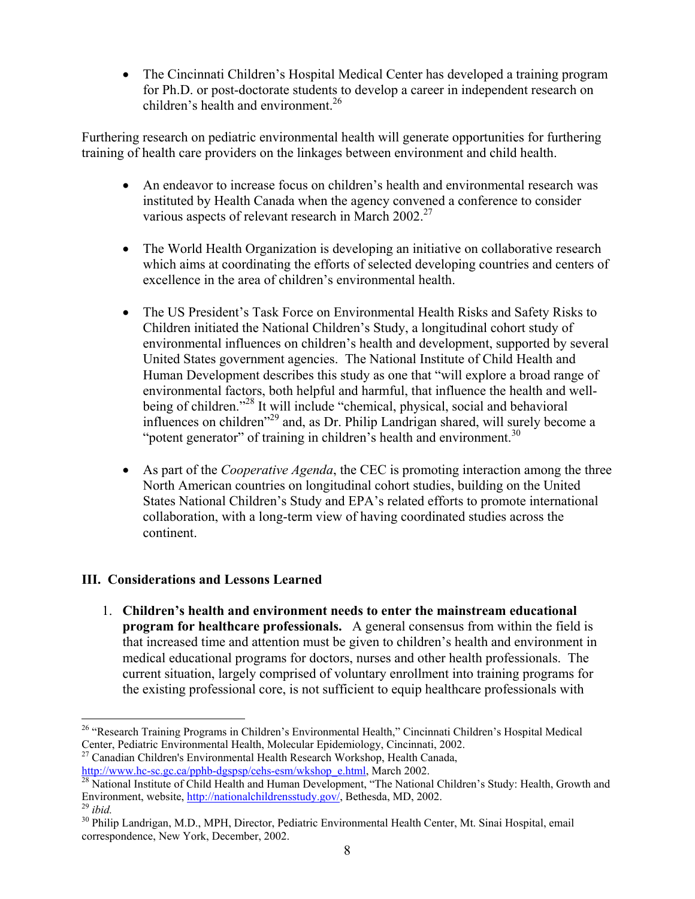- The Cincinnati Children's Hospital Medical Center has developed a training program for Ph.D. or post-doctorate students to develop a career in independent research on children's health and environment.[26]

Furthering research on pediatric environmental health will generate opportunities for furthering training of health care providers on the linkages between environment and child health.

- An endeavor to increase focus on children's health and environmental research was instituted by Health Canada when the agency convened a conference to consider various aspects of relevant research in March 2002.[27]

- The World Health Organization is developing an initiative on collaborative research which aims at coordinating the efforts of selected developing countries and centers of excellence in the area of children's environmental health.

- The US President's Task Force on Environmental Health Risks and Safety Risks to Children initiated the National Children's Study, a longitudinal cohort study of environmental influences on children's health and development, supported by several United States government agencies. The National Institute of Child Health and Human Development describes this study as one that "will explore a broad range of environmental factors, both helpful and harmful, that influence the health and well-being of children."[28] It will include "chemical, physical, social and behavioral influences on children"[29] and, as Dr. Philip Landrigan shared, will surely become a "potent generator" of training in children's health and environment.[30]

- As part of the *Cooperative Agenda*, the CEC is promoting interaction among the three North American countries on longitudinal cohort studies, building on the United States National Children's Study and EPA's related efforts to promote international collaboration, with a long-term view of having coordinated studies across the continent.

## III. Considerations and Lessons Learned

1. **Children's health and environment needs to enter the mainstream educational program for healthcare professionals.** A general consensus from within the field is that increased time and attention must be given to children's health and environment in medical educational programs for doctors, nurses and other health professionals. The current situation, largely comprised of voluntary enrollment into training programs for the existing professional core, is not sufficient to equip healthcare professionals with

---

[26] "Research Training Programs in Children's Environmental Health," Cincinnati Children's Hospital Medical Center, Pediatric Environmental Health, Molecular Epidemiology, Cincinnati, 2002.

[27] Canadian Children's Environmental Health Research Workshop, Health Canada, http://www.hc-sc.gc.ca/pphb-dgspsp/cehs-esm/wkshop_e.html, March 2002.

[28] National Institute of Child Health and Human Development, "The National Children's Study: Health, Growth and Environment, website, http://nationalchildrensstudy.gov/, Bethesda, MD, 2002.

[29] *ibid.*

[30] Philip Landrigan, M.D., MPH, Director, Pediatric Environmental Health Center, Mt. Sinai Hospital, email correspondence, New York, December, 2002.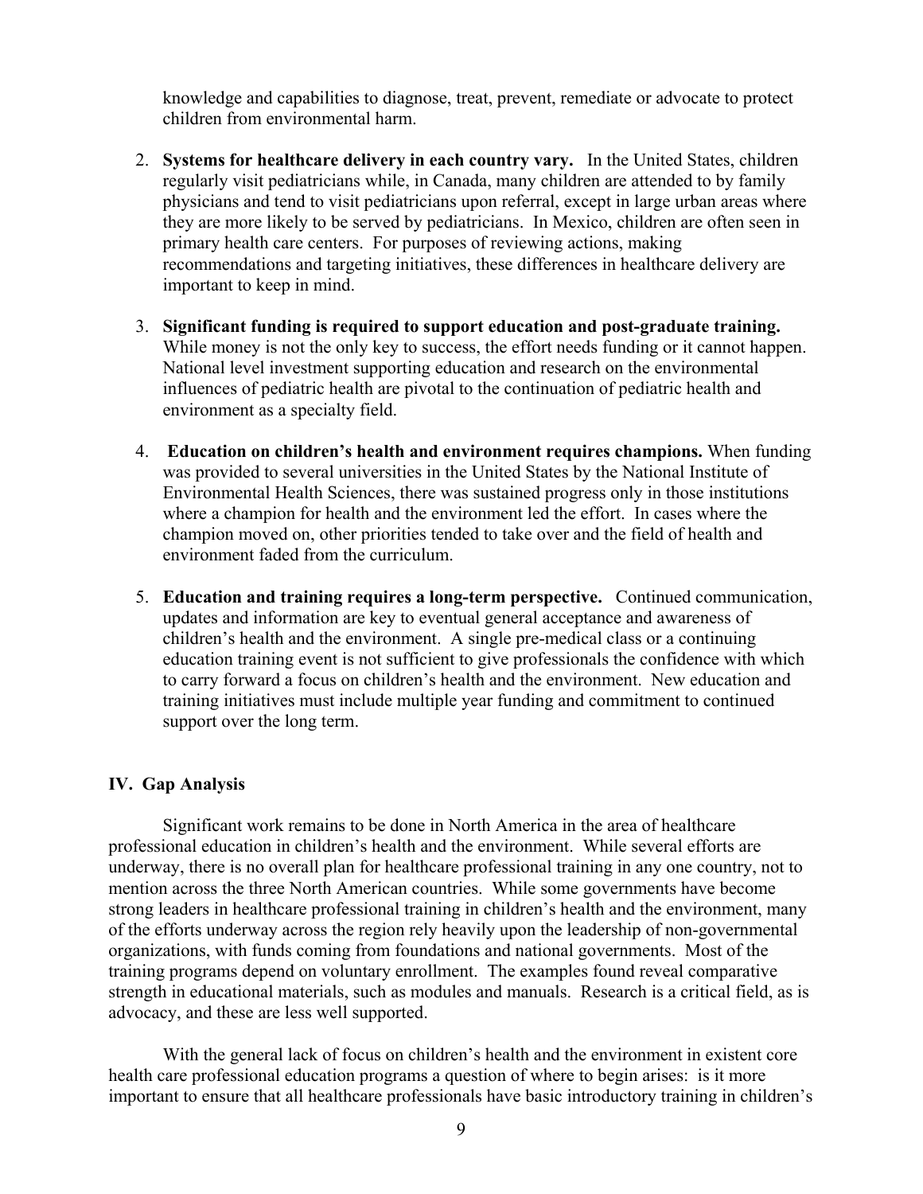knowledge and capabilities to diagnose, treat, prevent, remediate or advocate to protect children from environmental harm.

2. **Systems for healthcare delivery in each country vary.** In the United States, children regularly visit pediatricians while, in Canada, many children are attended to by family physicians and tend to visit pediatricians upon referral, except in large urban areas where they are more likely to be served by pediatricians. In Mexico, children are often seen in primary health care centers. For purposes of reviewing actions, making recommendations and targeting initiatives, these differences in healthcare delivery are important to keep in mind.

3. **Significant funding is required to support education and post-graduate training.** While money is not the only key to success, the effort needs funding or it cannot happen. National level investment supporting education and research on the environmental influences of pediatric health are pivotal to the continuation of pediatric health and environment as a specialty field.

4. **Education on children's health and environment requires champions.** When funding was provided to several universities in the United States by the National Institute of Environmental Health Sciences, there was sustained progress only in those institutions where a champion for health and the environment led the effort. In cases where the champion moved on, other priorities tended to take over and the field of health and environment faded from the curriculum.

5. **Education and training requires a long-term perspective.** Continued communication, updates and information are key to eventual general acceptance and awareness of children's health and the environment. A single pre-medical class or a continuing education training event is not sufficient to give professionals the confidence with which to carry forward a focus on children's health and the environment. New education and training initiatives must include multiple year funding and commitment to continued support over the long term.

## IV. Gap Analysis

Significant work remains to be done in North America in the area of healthcare professional education in children's health and the environment. While several efforts are underway, there is no overall plan for healthcare professional training in any one country, not to mention across the three North American countries. While some governments have become strong leaders in healthcare professional training in children's health and the environment, many of the efforts underway across the region rely heavily upon the leadership of non-governmental organizations, with funds coming from foundations and national governments. Most of the training programs depend on voluntary enrollment. The examples found reveal comparative strength in educational materials, such as modules and manuals. Research is a critical field, as is advocacy, and these are less well supported.

With the general lack of focus on children's health and the environment in existent core health care professional education programs a question of where to begin arises: is it more important to ensure that all healthcare professionals have basic introductory training in children's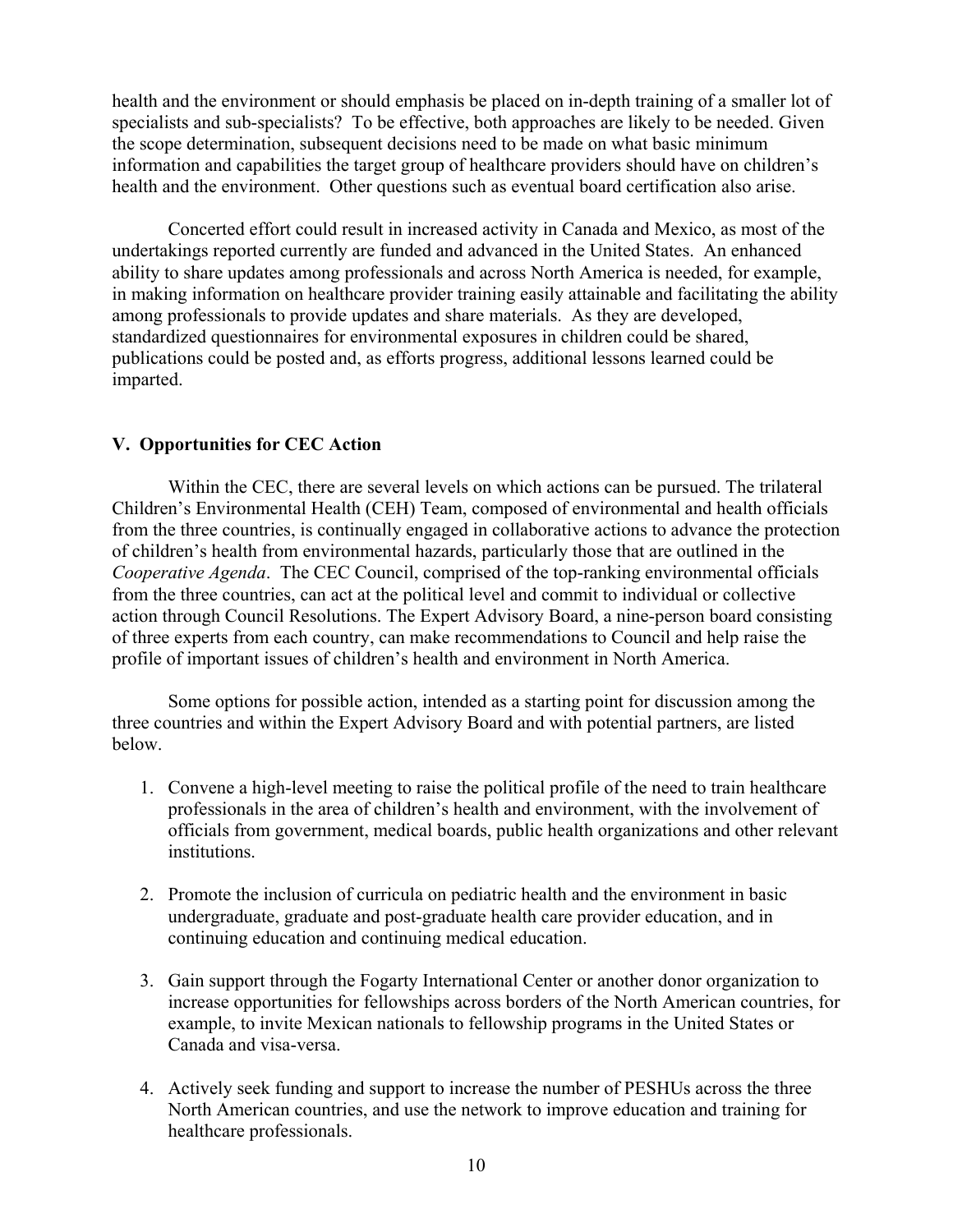health and the environment or should emphasis be placed on in-depth training of a smaller lot of specialists and sub-specialists? To be effective, both approaches are likely to be needed. Given the scope determination, subsequent decisions need to be made on what basic minimum information and capabilities the target group of healthcare providers should have on children's health and the environment. Other questions such as eventual board certification also arise.

Concerted effort could result in increased activity in Canada and Mexico, as most of the undertakings reported currently are funded and advanced in the United States. An enhanced ability to share updates among professionals and across North America is needed, for example, in making information on healthcare provider training easily attainable and facilitating the ability among professionals to provide updates and share materials. As they are developed, standardized questionnaires for environmental exposures in children could be shared, publications could be posted and, as efforts progress, additional lessons learned could be imparted.

## V. Opportunities for CEC Action

Within the CEC, there are several levels on which actions can be pursued. The trilateral Children's Environmental Health (CEH) Team, composed of environmental and health officials from the three countries, is continually engaged in collaborative actions to advance the protection of children's health from environmental hazards, particularly those that are outlined in the *Cooperative Agenda*. The CEC Council, comprised of the top-ranking environmental officials from the three countries, can act at the political level and commit to individual or collective action through Council Resolutions. The Expert Advisory Board, a nine-person board consisting of three experts from each country, can make recommendations to Council and help raise the profile of important issues of children's health and environment in North America.

Some options for possible action, intended as a starting point for discussion among the three countries and within the Expert Advisory Board and with potential partners, are listed below.

1. Convene a high-level meeting to raise the political profile of the need to train healthcare professionals in the area of children's health and environment, with the involvement of officials from government, medical boards, public health organizations and other relevant institutions.

2. Promote the inclusion of curricula on pediatric health and the environment in basic undergraduate, graduate and post-graduate health care provider education, and in continuing education and continuing medical education.

3. Gain support through the Fogarty International Center or another donor organization to increase opportunities for fellowships across borders of the North American countries, for example, to invite Mexican nationals to fellowship programs in the United States or Canada and visa-versa.

4. Actively seek funding and support to increase the number of PESHUs across the three North American countries, and use the network to improve education and training for healthcare professionals.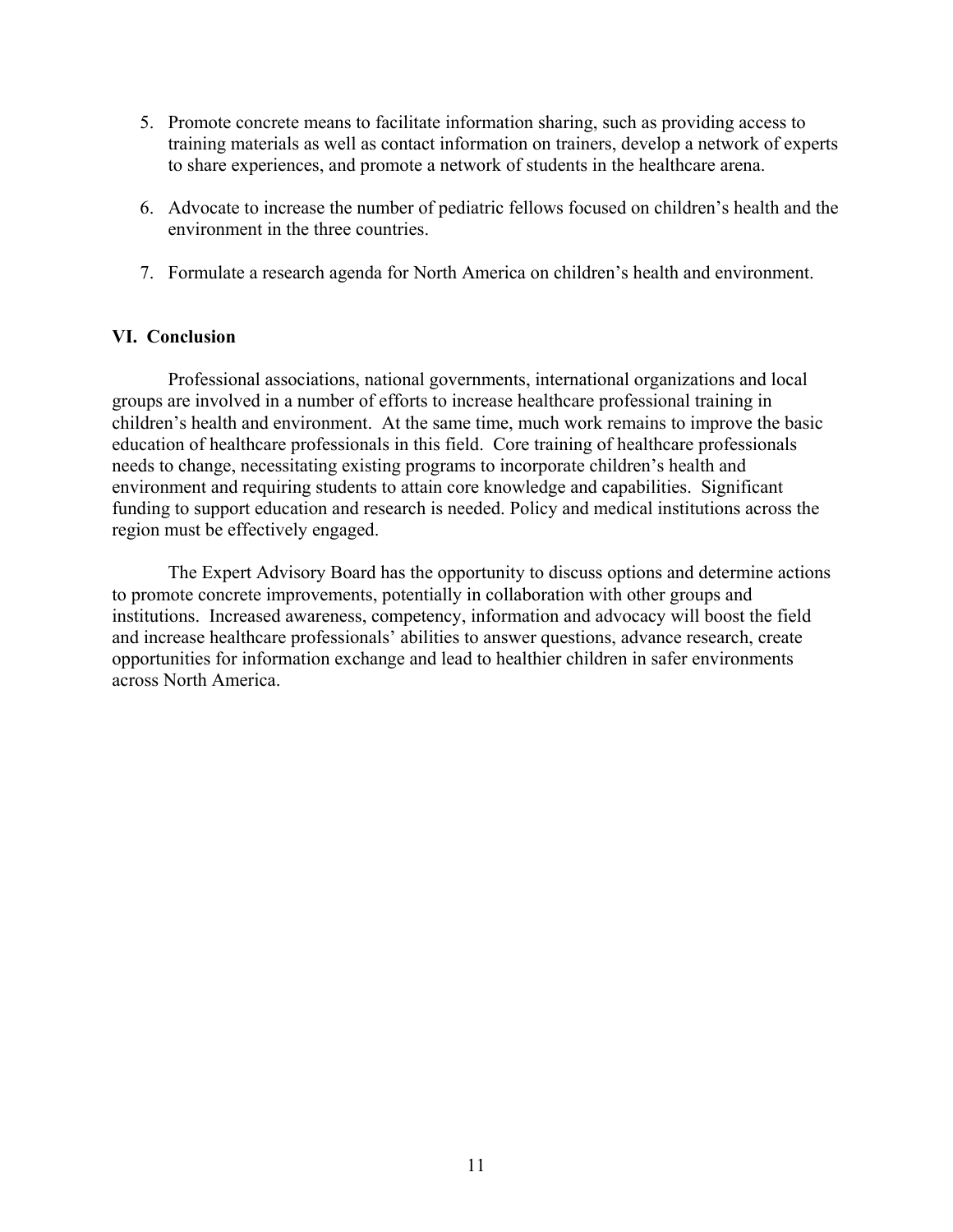5. Promote concrete means to facilitate information sharing, such as providing access to training materials as well as contact information on trainers, develop a network of experts to share experiences, and promote a network of students in the healthcare arena.

6. Advocate to increase the number of pediatric fellows focused on children's health and the environment in the three countries.

7. Formulate a research agenda for North America on children's health and environment.

## VI. Conclusion

Professional associations, national governments, international organizations and local groups are involved in a number of efforts to increase healthcare professional training in children's health and environment. At the same time, much work remains to improve the basic education of healthcare professionals in this field. Core training of healthcare professionals needs to change, necessitating existing programs to incorporate children's health and environment and requiring students to attain core knowledge and capabilities. Significant funding to support education and research is needed. Policy and medical institutions across the region must be effectively engaged.

The Expert Advisory Board has the opportunity to discuss options and determine actions to promote concrete improvements, potentially in collaboration with other groups and institutions. Increased awareness, competency, information and advocacy will boost the field and increase healthcare professionals' abilities to answer questions, advance research, create opportunities for information exchange and lead to healthier children in safer environments across North America.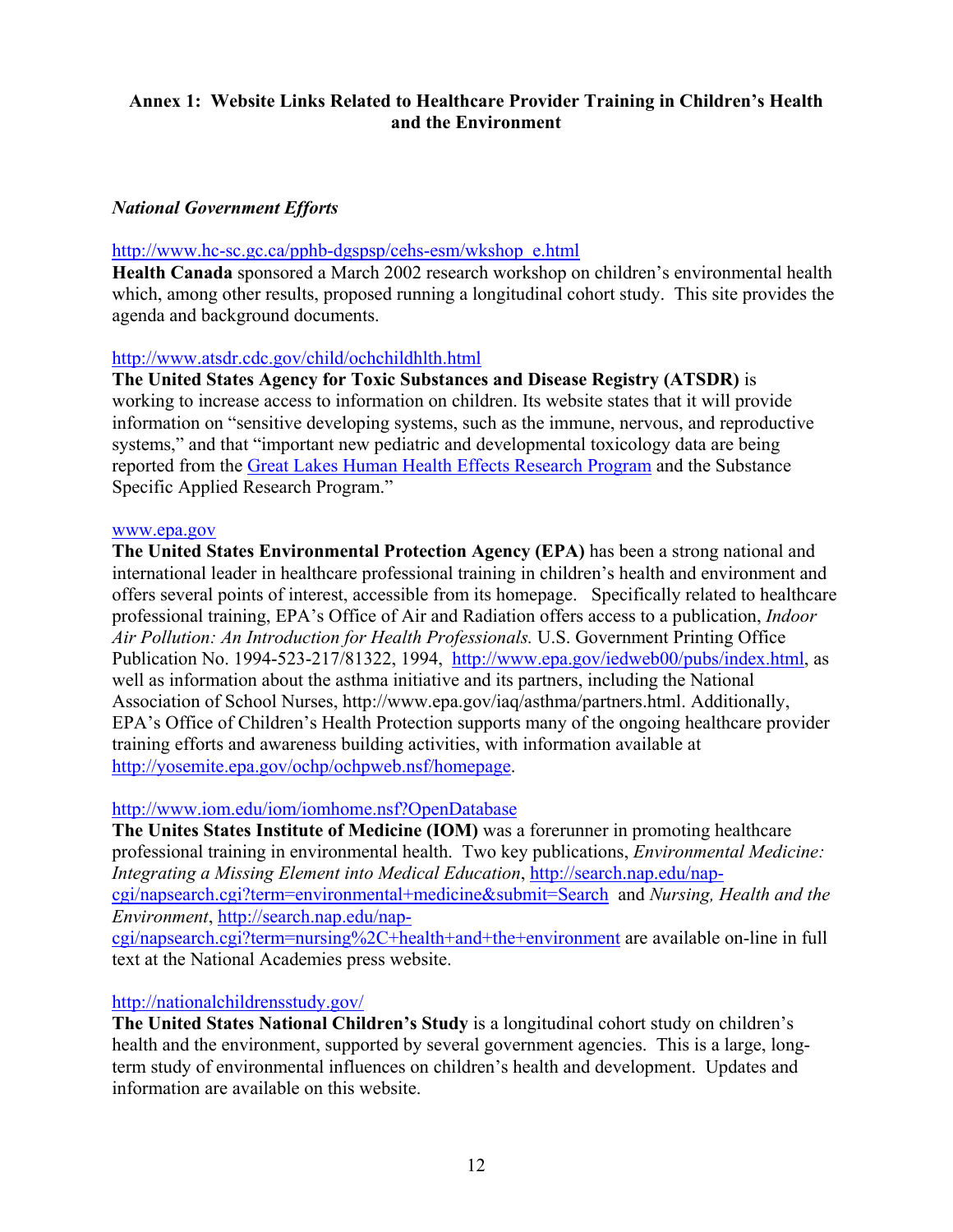**Annex 1: Website Links Related to Healthcare Provider Training in Children's Health and the Environment**

***National Government Efforts***

http://www.hc-sc.gc.ca/pphb-dgspsp/cehs-esm/wkshop_e.html
**Health Canada** sponsored a March 2002 research workshop on children's environmental health which, among other results, proposed running a longitudinal cohort study. This site provides the agenda and background documents.

http://www.atsdr.cdc.gov/child/ochchildhlth.html
**The United States Agency for Toxic Substances and Disease Registry (ATSDR)** is working to increase access to information on children. Its website states that it will provide information on "sensitive developing systems, such as the immune, nervous, and reproductive systems," and that "important new pediatric and developmental toxicology data are being reported from the Great Lakes Human Health Effects Research Program and the Substance Specific Applied Research Program."

www.epa.gov
**The United States Environmental Protection Agency (EPA)** has been a strong national and international leader in healthcare professional training in children's health and environment and offers several points of interest, accessible from its homepage. Specifically related to healthcare professional training, EPA's Office of Air and Radiation offers access to a publication, *Indoor Air Pollution: An Introduction for Health Professionals.* U.S. Government Printing Office Publication No. 1994-523-217/81322, 1994, http://www.epa.gov/iedweb00/pubs/index.html, as well as information about the asthma initiative and its partners, including the National Association of School Nurses, http://www.epa.gov/iaq/asthma/partners.html. Additionally, EPA's Office of Children's Health Protection supports many of the ongoing healthcare provider training efforts and awareness building activities, with information available at http://yosemite.epa.gov/ochp/ochpweb.nsf/homepage.

http://www.iom.edu/iom/iomhome.nsf?OpenDatabase
**The Unites States Institute of Medicine (IOM)** was a forerunner in promoting healthcare professional training in environmental health. Two key publications, *Environmental Medicine: Integrating a Missing Element into Medical Education*, http://search.nap.edu/nap-cgi/napsearch.cgi?term=environmental+medicine&submit=Search and *Nursing, Health and the Environment*, http://search.nap.edu/nap-cgi/napsearch.cgi?term=nursing%2C+health+and+the+environment are available on-line in full text at the National Academies press website.

http://nationalchildrensstudy.gov/
**The United States National Children's Study** is a longitudinal cohort study on children's health and the environment, supported by several government agencies. This is a large, long-term study of environmental influences on children's health and development. Updates and information are available on this website.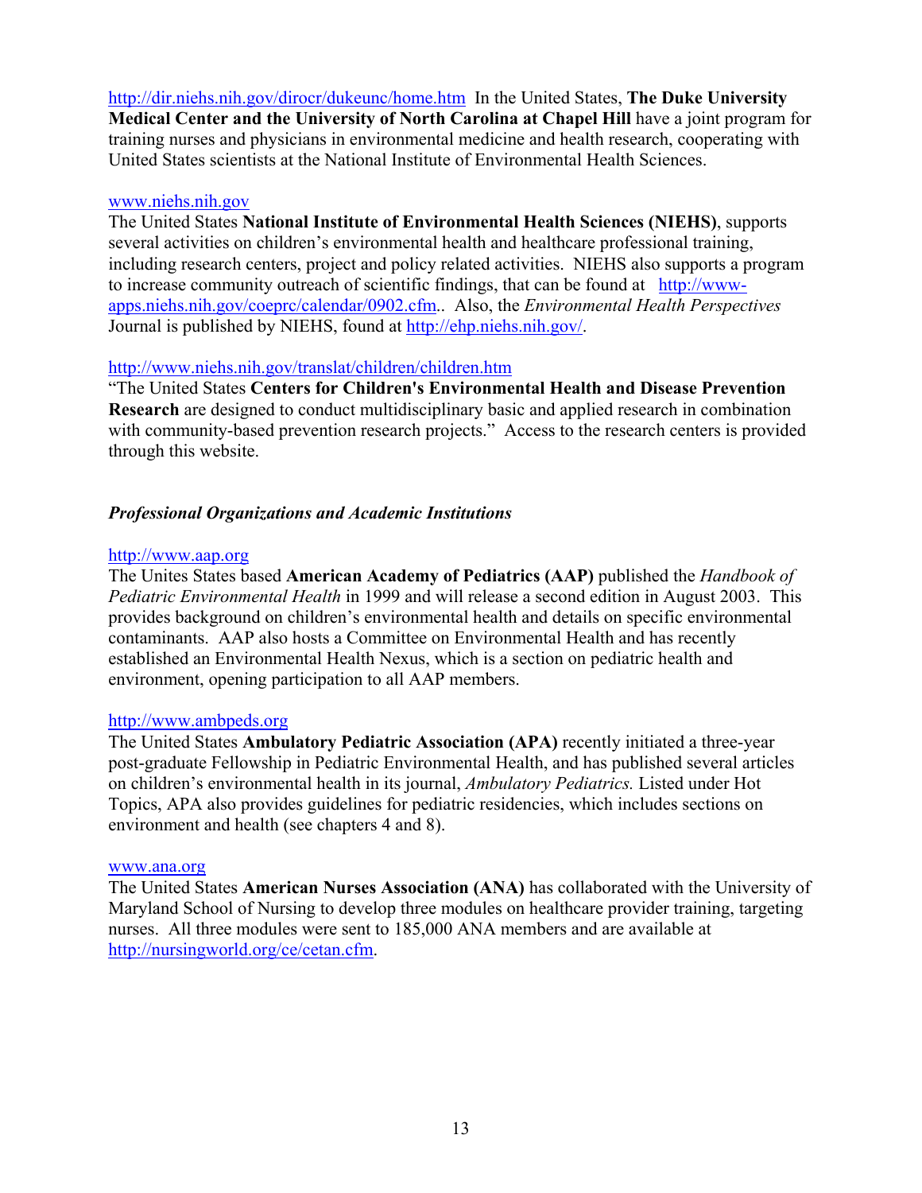http://dir.niehs.nih.gov/dirocr/dukeunc/home.htm In the United States, **The Duke University Medical Center and the University of North Carolina at Chapel Hill** have a joint program for training nurses and physicians in environmental medicine and health research, cooperating with United States scientists at the National Institute of Environmental Health Sciences.

www.niehs.nih.gov
The United States **National Institute of Environmental Health Sciences (NIEHS)**, supports several activities on children's environmental health and healthcare professional training, including research centers, project and policy related activities. NIEHS also supports a program to increase community outreach of scientific findings, that can be found at http://www-apps.niehs.nih.gov/coeprc/calendar/0902.cfm.. Also, the *Environmental Health Perspectives* Journal is published by NIEHS, found at http://ehp.niehs.nih.gov/.

http://www.niehs.nih.gov/translat/children/children.htm
"The United States **Centers for Children's Environmental Health and Disease Prevention Research** are designed to conduct multidisciplinary basic and applied research in combination with community-based prevention research projects." Access to the research centers is provided through this website.

### *Professional Organizations and Academic Institutions*

http://www.aap.org
The Unites States based **American Academy of Pediatrics (AAP)** published the *Handbook of Pediatric Environmental Health* in 1999 and will release a second edition in August 2003. This provides background on children's environmental health and details on specific environmental contaminants. AAP also hosts a Committee on Environmental Health and has recently established an Environmental Health Nexus, which is a section on pediatric health and environment, opening participation to all AAP members.

http://www.ambpeds.org
The United States **Ambulatory Pediatric Association (APA)** recently initiated a three-year post-graduate Fellowship in Pediatric Environmental Health, and has published several articles on children's environmental health in its journal, *Ambulatory Pediatrics.* Listed under Hot Topics, APA also provides guidelines for pediatric residencies, which includes sections on environment and health (see chapters 4 and 8).

www.ana.org
The United States **American Nurses Association (ANA)** has collaborated with the University of Maryland School of Nursing to develop three modules on healthcare provider training, targeting nurses. All three modules were sent to 185,000 ANA members and are available at http://nursingworld.org/ce/cetan.cfm.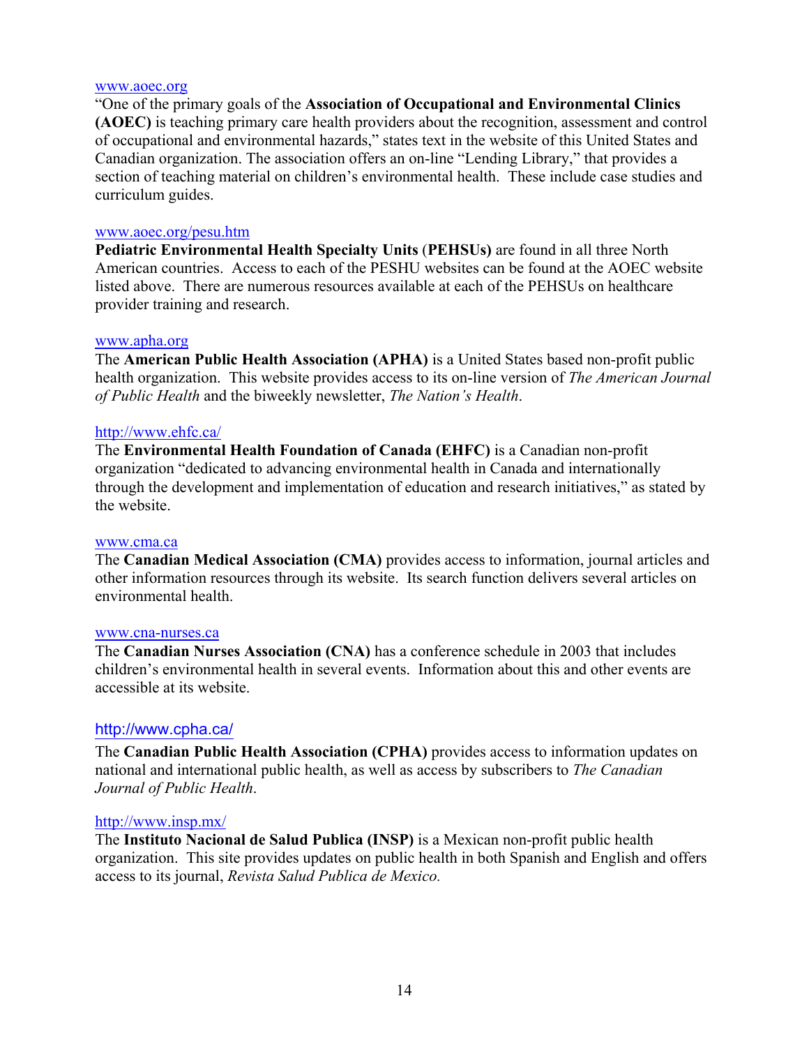www.aoec.org

"One of the primary goals of the **Association of Occupational and Environmental Clinics (AOEC)** is teaching primary care health providers about the recognition, assessment and control of occupational and environmental hazards," states text in the website of this United States and Canadian organization. The association offers an on-line "Lending Library," that provides a section of teaching material on children's environmental health. These include case studies and curriculum guides.

www.aoec.org/pesu.htm

**Pediatric Environmental Health Specialty Units** (**PEHSUs)** are found in all three North American countries. Access to each of the PESHU websites can be found at the AOEC website listed above. There are numerous resources available at each of the PEHSUs on healthcare provider training and research.

www.apha.org

The **American Public Health Association (APHA)** is a United States based non-profit public health organization. This website provides access to its on-line version of *The American Journal of Public Health* and the biweekly newsletter, *The Nation's Health*.

http://www.ehfc.ca/

The **Environmental Health Foundation of Canada (EHFC)** is a Canadian non-profit organization "dedicated to advancing environmental health in Canada and internationally through the development and implementation of education and research initiatives," as stated by the website.

www.cma.ca

The **Canadian Medical Association (CMA)** provides access to information, journal articles and other information resources through its website. Its search function delivers several articles on environmental health.

www.cna-nurses.ca

The **Canadian Nurses Association (CNA)** has a conference schedule in 2003 that includes children's environmental health in several events. Information about this and other events are accessible at its website.

http://www.cpha.ca/

The **Canadian Public Health Association (CPHA)** provides access to information updates on national and international public health, as well as access by subscribers to *The Canadian Journal of Public Health*.

http://www.insp.mx/

The **Instituto Nacional de Salud Publica (INSP)** is a Mexican non-profit public health organization. This site provides updates on public health in both Spanish and English and offers access to its journal, *Revista Salud Publica de Mexico.*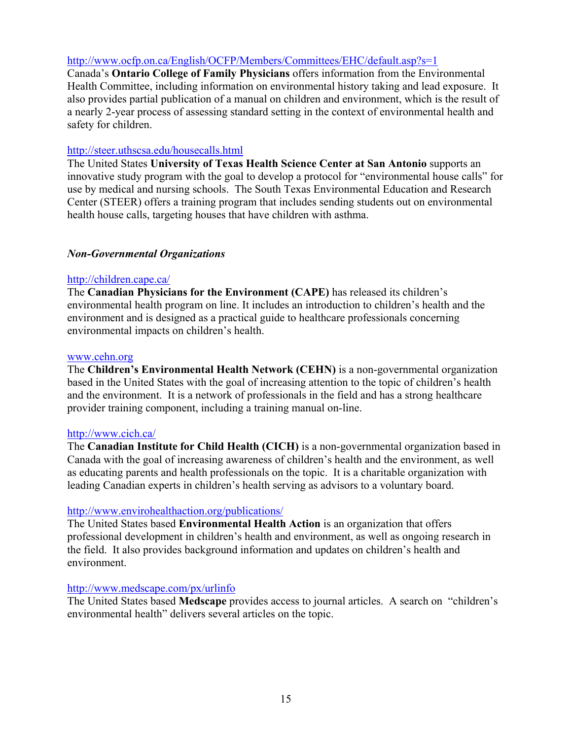http://www.ocfp.on.ca/English/OCFP/Members/Committees/EHC/default.asp?s=1
Canada's **Ontario College of Family Physicians** offers information from the Environmental Health Committee, including information on environmental history taking and lead exposure. It also provides partial publication of a manual on children and environment, which is the result of a nearly 2-year process of assessing standard setting in the context of environmental health and safety for children.

http://steer.uthscsa.edu/housecalls.html
The United States **University of Texas Health Science Center at San Antonio** supports an innovative study program with the goal to develop a protocol for "environmental house calls" for use by medical and nursing schools. The South Texas Environmental Education and Research Center (STEER) offers a training program that includes sending students out on environmental health house calls, targeting houses that have children with asthma.

### *Non-Governmental Organizations*

http://children.cape.ca/
The **Canadian Physicians for the Environment (CAPE)** has released its children's environmental health program on line. It includes an introduction to children's health and the environment and is designed as a practical guide to healthcare professionals concerning environmental impacts on children's health.

www.cehn.org
The **Children's Environmental Health Network (CEHN)** is a non-governmental organization based in the United States with the goal of increasing attention to the topic of children's health and the environment. It is a network of professionals in the field and has a strong healthcare provider training component, including a training manual on-line.

http://www.cich.ca/
The **Canadian Institute for Child Health (CICH)** is a non-governmental organization based in Canada with the goal of increasing awareness of children's health and the environment, as well as educating parents and health professionals on the topic. It is a charitable organization with leading Canadian experts in children's health serving as advisors to a voluntary board.

http://www.envirohealthaction.org/publications/
The United States based **Environmental Health Action** is an organization that offers professional development in children's health and environment, as well as ongoing research in the field. It also provides background information and updates on children's health and environment.

http://www.medscape.com/px/urlinfo
The United States based **Medscape** provides access to journal articles. A search on "children's environmental health" delivers several articles on the topic.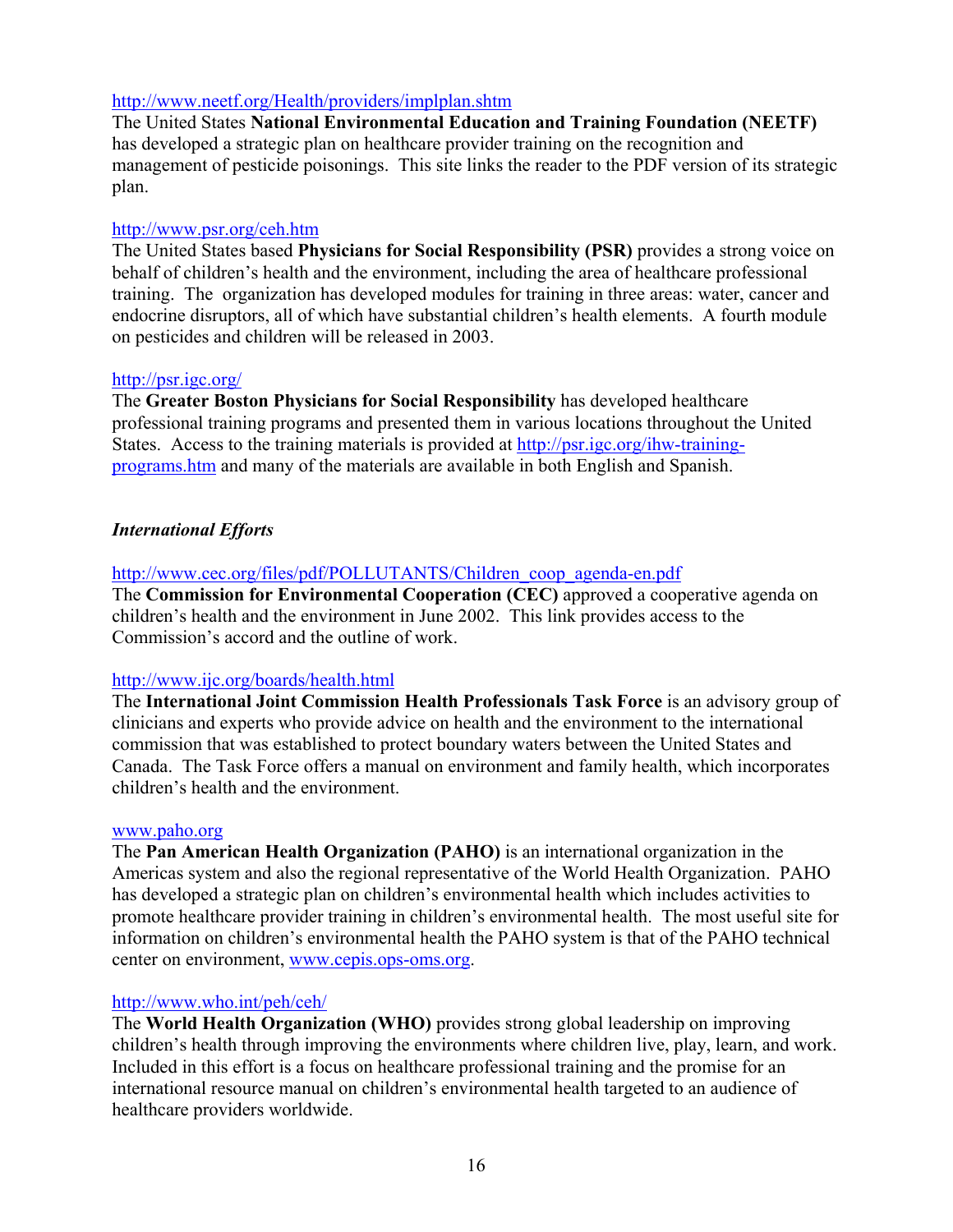http://www.neetf.org/Health/providers/implplan.shtm
The United States **National Environmental Education and Training Foundation (NEETF)** has developed a strategic plan on healthcare provider training on the recognition and management of pesticide poisonings. This site links the reader to the PDF version of its strategic plan.

http://www.psr.org/ceh.htm
The United States based **Physicians for Social Responsibility (PSR)** provides a strong voice on behalf of children's health and the environment, including the area of healthcare professional training. The organization has developed modules for training in three areas: water, cancer and endocrine disruptors, all of which have substantial children's health elements. A fourth module on pesticides and children will be released in 2003.

http://psr.igc.org/
The **Greater Boston Physicians for Social Responsibility** has developed healthcare professional training programs and presented them in various locations throughout the United States. Access to the training materials is provided at http://psr.igc.org/ihw-training-programs.htm and many of the materials are available in both English and Spanish.

### *International Efforts*

http://www.cec.org/files/pdf/POLLUTANTS/Children_coop_agenda-en.pdf
The **Commission for Environmental Cooperation (CEC)** approved a cooperative agenda on children's health and the environment in June 2002. This link provides access to the Commission's accord and the outline of work.

http://www.ijc.org/boards/health.html
The **International Joint Commission Health Professionals Task Force** is an advisory group of clinicians and experts who provide advice on health and the environment to the international commission that was established to protect boundary waters between the United States and Canada. The Task Force offers a manual on environment and family health, which incorporates children's health and the environment.

www.paho.org
The **Pan American Health Organization (PAHO)** is an international organization in the Americas system and also the regional representative of the World Health Organization. PAHO has developed a strategic plan on children's environmental health which includes activities to promote healthcare provider training in children's environmental health. The most useful site for information on children's environmental health the PAHO system is that of the PAHO technical center on environment, www.cepis.ops-oms.org.

http://www.who.int/peh/ceh/
The **World Health Organization (WHO)** provides strong global leadership on improving children's health through improving the environments where children live, play, learn, and work. Included in this effort is a focus on healthcare professional training and the promise for an international resource manual on children's environmental health targeted to an audience of healthcare providers worldwide.